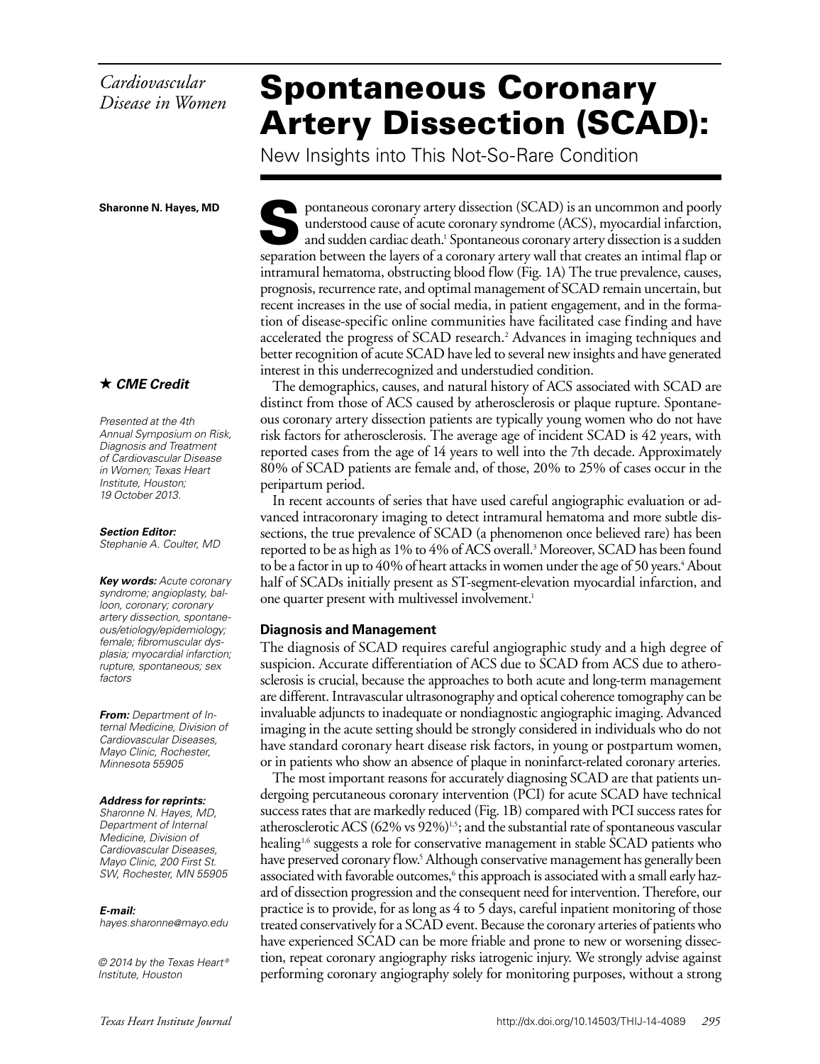*Cardiovascular Disease in Women*

# Spontaneous Coronary Artery Dissection (SCAD):

## New Insights into This Not-So-Rare Condition

**Sharonne N. Hayes, MD**

★ ***CME Credit***

*Presented at the 4th Annual Symposium on Risk, Diagnosis and Treatment of Cardiovascular Disease in Women; Texas Heart Institute, Houston; 19 October 2013.*

***Section Editor:*** *Stephanie A. Coulter, MD*

***Key words:*** *Acute coronary syndrome; angioplasty, balloon, coronary; coronary artery dissection, spontaneous/etiology/epidemiology; female; fibromuscular dysplasia; myocardial infarction; rupture, spontaneous; sex factors*

***From:*** *Department of Internal Medicine, Division of Cardiovascular Diseases, Mayo Clinic, Rochester, Minnesota 55905*

***Address for reprints:*** *Sharonne N. Hayes, MD, Department of Internal Medicine, Division of Cardiovascular Diseases, Mayo Clinic, 200 First St. SW, Rochester, MN 55905*

***E-mail:*** *hayes.sharonne@mayo.edu*

*© 2014 by the Texas Heart® Institute, Houston*

Spontaneous coronary artery dissection (SCAD) is an uncommon and poorly understood cause of acute coronary syndrome (ACS), myocardial infarction, and sudden cardiac death.[1] Spontaneous coronary artery dissection is a sudden separation between the layers of a coronary artery wall that creates an intimal flap or intramural hematoma, obstructing blood flow (Fig. 1A) The true prevalence, causes, prognosis, recurrence rate, and optimal management of SCAD remain uncertain, but recent increases in the use of social media, in patient engagement, and in the formation of disease-specific online communities have facilitated case finding and have accelerated the progress of SCAD research.[2] Advances in imaging techniques and better recognition of acute SCAD have led to several new insights and have generated interest in this underrecognized and understudied condition.

The demographics, causes, and natural history of ACS associated with SCAD are distinct from those of ACS caused by atherosclerosis or plaque rupture. Spontaneous coronary artery dissection patients are typically young women who do not have risk factors for atherosclerosis. The average age of incident SCAD is 42 years, with reported cases from the age of 14 years to well into the 7th decade. Approximately 80% of SCAD patients are female and, of those, 20% to 25% of cases occur in the peripartum period.

In recent accounts of series that have used careful angiographic evaluation or advanced intracoronary imaging to detect intramural hematoma and more subtle dissections, the true prevalence of SCAD (a phenomenon once believed rare) has been reported to be as high as 1% to 4% of ACS overall.[3] Moreover, SCAD has been found to be a factor in up to 40% of heart attacks in women under the age of 50 years.[4] About half of SCADs initially present as ST-segment-elevation myocardial infarction, and one quarter present with multivessel involvement.[1]

### Diagnosis and Management

The diagnosis of SCAD requires careful angiographic study and a high degree of suspicion. Accurate differentiation of ACS due to SCAD from ACS due to atherosclerosis is crucial, because the approaches to both acute and long-term management are different. Intravascular ultrasonography and optical coherence tomography can be invaluable adjuncts to inadequate or nondiagnostic angiographic imaging. Advanced imaging in the acute setting should be strongly considered in individuals who do not have standard coronary heart disease risk factors, in young or postpartum women, or in patients who show an absence of plaque in noninfarct-related coronary arteries.

The most important reasons for accurately diagnosing SCAD are that patients undergoing percutaneous coronary intervention (PCI) for acute SCAD have technical success rates that are markedly reduced (Fig. 1B) compared with PCI success rates for atherosclerotic ACS (62% vs 92%)[1,5]; and the substantial rate of spontaneous vascular healing[1,6] suggests a role for conservative management in stable SCAD patients who have preserved coronary flow.[5] Although conservative management has generally been associated with favorable outcomes,[6] this approach is associated with a small early hazard of dissection progression and the consequent need for intervention. Therefore, our practice is to provide, for as long as 4 to 5 days, careful inpatient monitoring of those treated conservatively for a SCAD event. Because the coronary arteries of patients who have experienced SCAD can be more friable and prone to new or worsening dissection, repeat coronary angiography risks iatrogenic injury. We strongly advise against performing coronary angiography solely for monitoring purposes, without a strong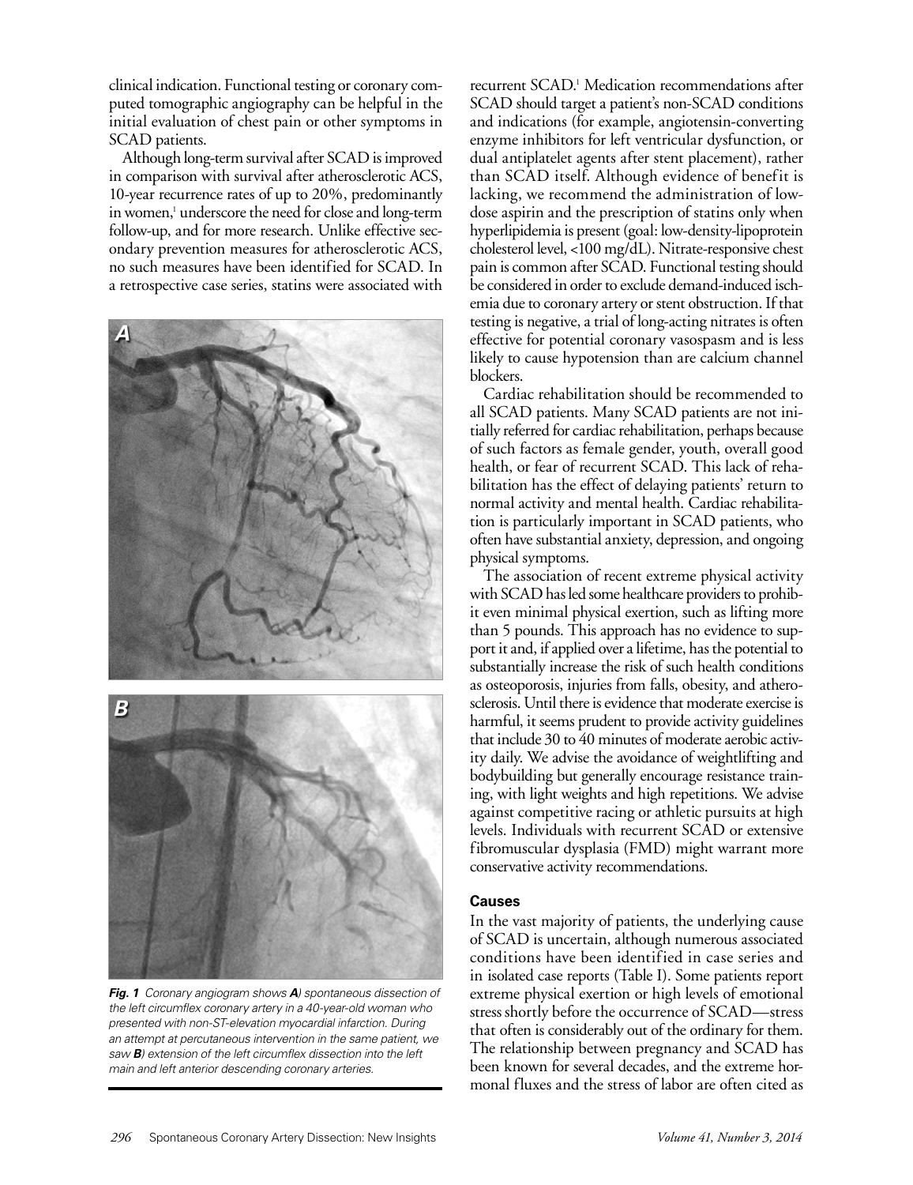clinical indication. Functional testing or coronary computed tomographic angiography can be helpful in the initial evaluation of chest pain or other symptoms in SCAD patients.

Although long-term survival after SCAD is improved in comparison with survival after atherosclerotic ACS, 10-year recurrence rates of up to 20%, predominantly in women,[1] underscore the need for close and long-term follow-up, and for more research. Unlike effective secondary prevention measures for atherosclerotic ACS, no such measures have been identified for SCAD. In a retrospective case series, statins were associated with recurrent SCAD.[1] Medication recommendations after SCAD should target a patient's non-SCAD conditions and indications (for example, angiotensin-converting enzyme inhibitors for left ventricular dysfunction, or dual antiplatelet agents after stent placement), rather than SCAD itself. Although evidence of benefit is lacking, we recommend the administration of low-dose aspirin and the prescription of statins only when hyperlipidemia is present (goal: low-density-lipoprotein cholesterol level, <100 mg/dL). Nitrate-responsive chest pain is common after SCAD. Functional testing should be considered in order to exclude demand-induced ischemia due to coronary artery or stent obstruction. If that testing is negative, a trial of long-acting nitrates is often effective for potential coronary vasospasm and is less likely to cause hypotension than are calcium channel blockers.

Cardiac rehabilitation should be recommended to all SCAD patients. Many SCAD patients are not initially referred for cardiac rehabilitation, perhaps because of such factors as female gender, youth, overall good health, or fear of recurrent SCAD. This lack of rehabilitation has the effect of delaying patients' return to normal activity and mental health. Cardiac rehabilitation is particularly important in SCAD patients, who often have substantial anxiety, depression, and ongoing physical symptoms.

The association of recent extreme physical activity with SCAD has led some healthcare providers to prohibit even minimal physical exertion, such as lifting more than 5 pounds. This approach has no evidence to support it and, if applied over a lifetime, has the potential to substantially increase the risk of such health conditions as osteoporosis, injuries from falls, obesity, and atherosclerosis. Until there is evidence that moderate exercise is harmful, it seems prudent to provide activity guidelines that include 30 to 40 minutes of moderate aerobic activity daily. We advise the avoidance of weightlifting and bodybuilding but generally encourage resistance training, with light weights and high repetitions. We advise against competitive racing or athletic pursuits at high levels. Individuals with recurrent SCAD or extensive fibromuscular dysplasia (FMD) might warrant more conservative activity recommendations.

*Fig. 1 Coronary angiogram shows **A**) spontaneous dissection of the left circumflex coronary artery in a 40-year-old woman who presented with non-ST-elevation myocardial infarction. During an attempt at percutaneous intervention in the same patient, we saw **B**) extension of the left circumflex dissection into the left main and left anterior descending coronary arteries.*

### Causes

In the vast majority of patients, the underlying cause of SCAD is uncertain, although numerous associated conditions have been identified in case series and in isolated case reports (Table I). Some patients report extreme physical exertion or high levels of emotional stress shortly before the occurrence of SCAD—stress that often is considerably out of the ordinary for them. The relationship between pregnancy and SCAD has been known for several decades, and the extreme hormonal fluxes and the stress of labor are often cited as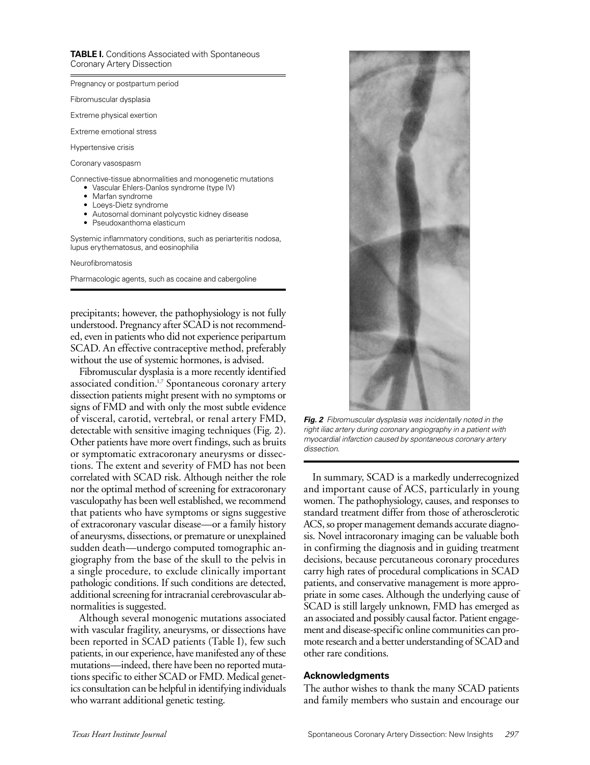**TABLE I.** Conditions Associated with Spontaneous Coronary Artery Dissection

| |
|---|
| Pregnancy or postpartum period |
| Fibromuscular dysplasia |
| Extreme physical exertion |
| Extreme emotional stress |
| Hypertensive crisis |
| Coronary vasospasm |
| Connective-tissue abnormalities and monogenetic mutations<br>• Vascular Ehlers-Danlos syndrome (type IV)<br>• Marfan syndrome<br>• Loeys-Dietz syndrome<br>• Autosomal dominant polycystic kidney disease<br>• Pseudoxanthoma elasticum |
| Systemic inflammatory conditions, such as periarteritis nodosa, lupus erythematosus, and eosinophilia |
| Neurofibromatosis |
| Pharmacologic agents, such as cocaine and cabergoline |

precipitants; however, the pathophysiology is not fully understood. Pregnancy after SCAD is not recommended, even in patients who did not experience peripartum SCAD. An effective contraceptive method, preferably without the use of systemic hormones, is advised.

Fibromuscular dysplasia is a more recently identified associated condition.[1,7] Spontaneous coronary artery dissection patients might present with no symptoms or signs of FMD and with only the most subtle evidence of visceral, carotid, vertebral, or renal artery FMD, detectable with sensitive imaging techniques (Fig. 2). Other patients have more overt findings, such as bruits or symptomatic extracoronary aneurysms or dissections. The extent and severity of FMD has not been correlated with SCAD risk. Although neither the role nor the optimal method of screening for extracoronary vasculopathy has been well established, we recommend that patients who have symptoms or signs suggestive of extracoronary vascular disease—or a family history of aneurysms, dissections, or premature or unexplained sudden death—undergo computed tomographic angiography from the base of the skull to the pelvis in a single procedure, to exclude clinically important pathologic conditions. If such conditions are detected, additional screening for intracranial cerebrovascular abnormalities is suggested.

Although several monogenic mutations associated with vascular fragility, aneurysms, or dissections have been reported in SCAD patients (Table I), few such patients, in our experience, have manifested any of these mutations—indeed, there have been no reported mutations specific to either SCAD or FMD. Medical genetics consultation can be helpful in identifying individuals who warrant additional genetic testing.

*Fig. 2 Fibromuscular dysplasia was incidentally noted in the right iliac artery during coronary angiography in a patient with myocardial infarction caused by spontaneous coronary artery dissection.*

In summary, SCAD is a markedly underrecognized and important cause of ACS, particularly in young women. The pathophysiology, causes, and responses to standard treatment differ from those of atherosclerotic ACS, so proper management demands accurate diagnosis. Novel intracoronary imaging can be valuable both in confirming the diagnosis and in guiding treatment decisions, because percutaneous coronary procedures carry high rates of procedural complications in SCAD patients, and conservative management is more appropriate in some cases. Although the underlying cause of SCAD is still largely unknown, FMD has emerged as an associated and possibly causal factor. Patient engagement and disease-specific online communities can promote research and a better understanding of SCAD and other rare conditions.

### Acknowledgments

The author wishes to thank the many SCAD patients and family members who sustain and encourage our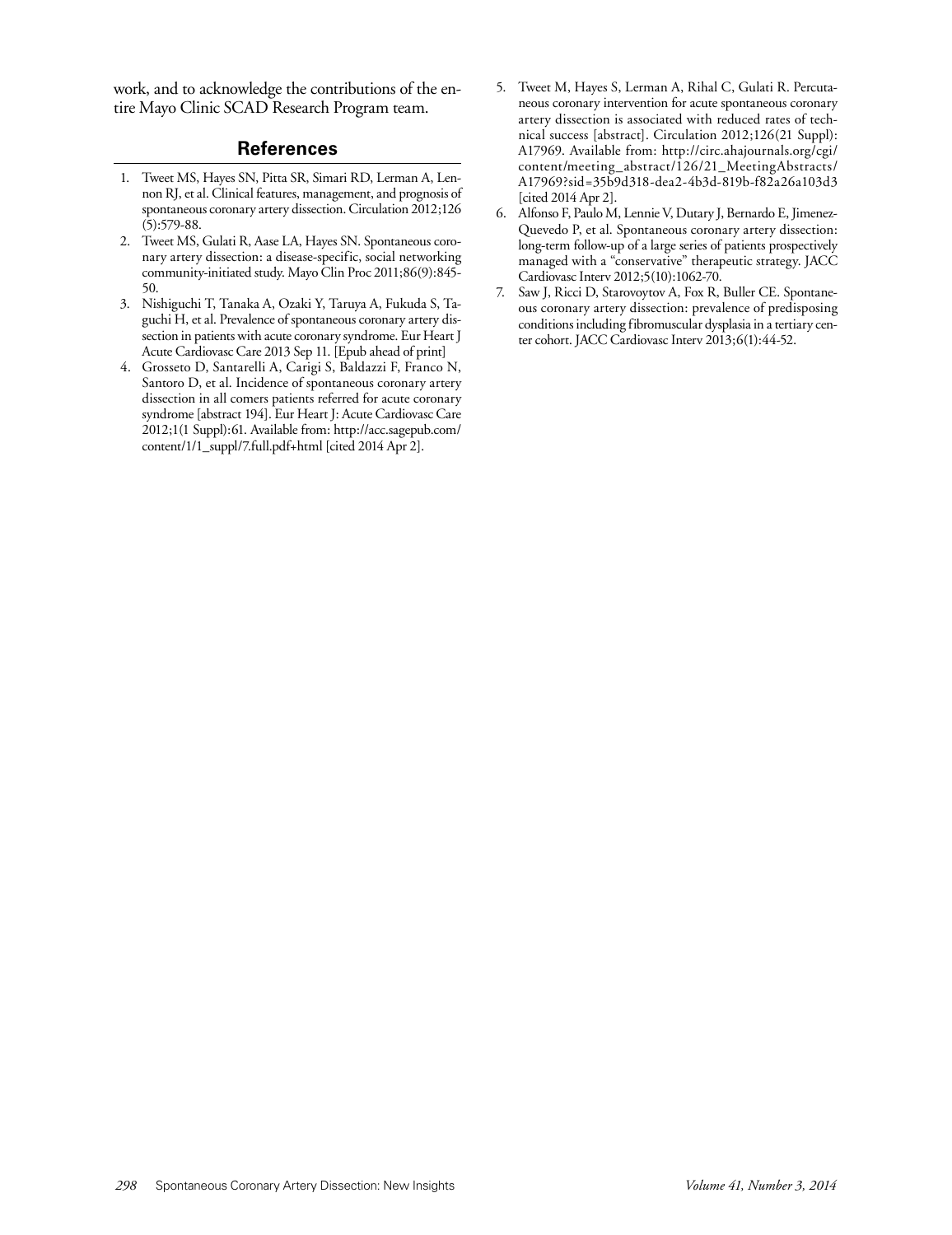work, and to acknowledge the contributions of the entire Mayo Clinic SCAD Research Program team.

## References

1. Tweet MS, Hayes SN, Pitta SR, Simari RD, Lerman A, Lennon RJ, et al. Clinical features, management, and prognosis of spontaneous coronary artery dissection. Circulation 2012;126 (5):579-88.
2. Tweet MS, Gulati R, Aase LA, Hayes SN. Spontaneous coronary artery dissection: a disease-specific, social networking community-initiated study. Mayo Clin Proc 2011;86(9):845-50.
3. Nishiguchi T, Tanaka A, Ozaki Y, Taruya A, Fukuda S, Taguchi H, et al. Prevalence of spontaneous coronary artery dissection in patients with acute coronary syndrome. Eur Heart J Acute Cardiovasc Care 2013 Sep 11. [Epub ahead of print]
4. Grosseto D, Santarelli A, Carigi S, Baldazzi F, Franco N, Santoro D, et al. Incidence of spontaneous coronary artery dissection in all comers patients referred for acute coronary syndrome [abstract 194]. Eur Heart J: Acute Cardiovasc Care 2012;1(1 Suppl):61. Available from: http://acc.sagepub.com/content/1/1_suppl/7.full.pdf+html [cited 2014 Apr 2].
5. Tweet M, Hayes S, Lerman A, Rihal C, Gulati R. Percutaneous coronary intervention for acute spontaneous coronary artery dissection is associated with reduced rates of technical success [abstract]. Circulation 2012;126(21 Suppl): A17969. Available from: http://circ.ahajournals.org/cgi/content/meeting_abstract/126/21_MeetingAbstracts/A17969?sid=35b9d318-dea2-4b3d-819b-f82a26a103d3 [cited 2014 Apr 2].
6. Alfonso F, Paulo M, Lennie V, Dutary J, Bernardo E, Jimenez-Quevedo P, et al. Spontaneous coronary artery dissection: long-term follow-up of a large series of patients prospectively managed with a "conservative" therapeutic strategy. JACC Cardiovasc Interv 2012;5(10):1062-70.
7. Saw J, Ricci D, Starovoytov A, Fox R, Buller CE. Spontaneous coronary artery dissection: prevalence of predisposing conditions including fibromuscular dysplasia in a tertiary center cohort. JACC Cardiovasc Interv 2013;6(1):44-52.